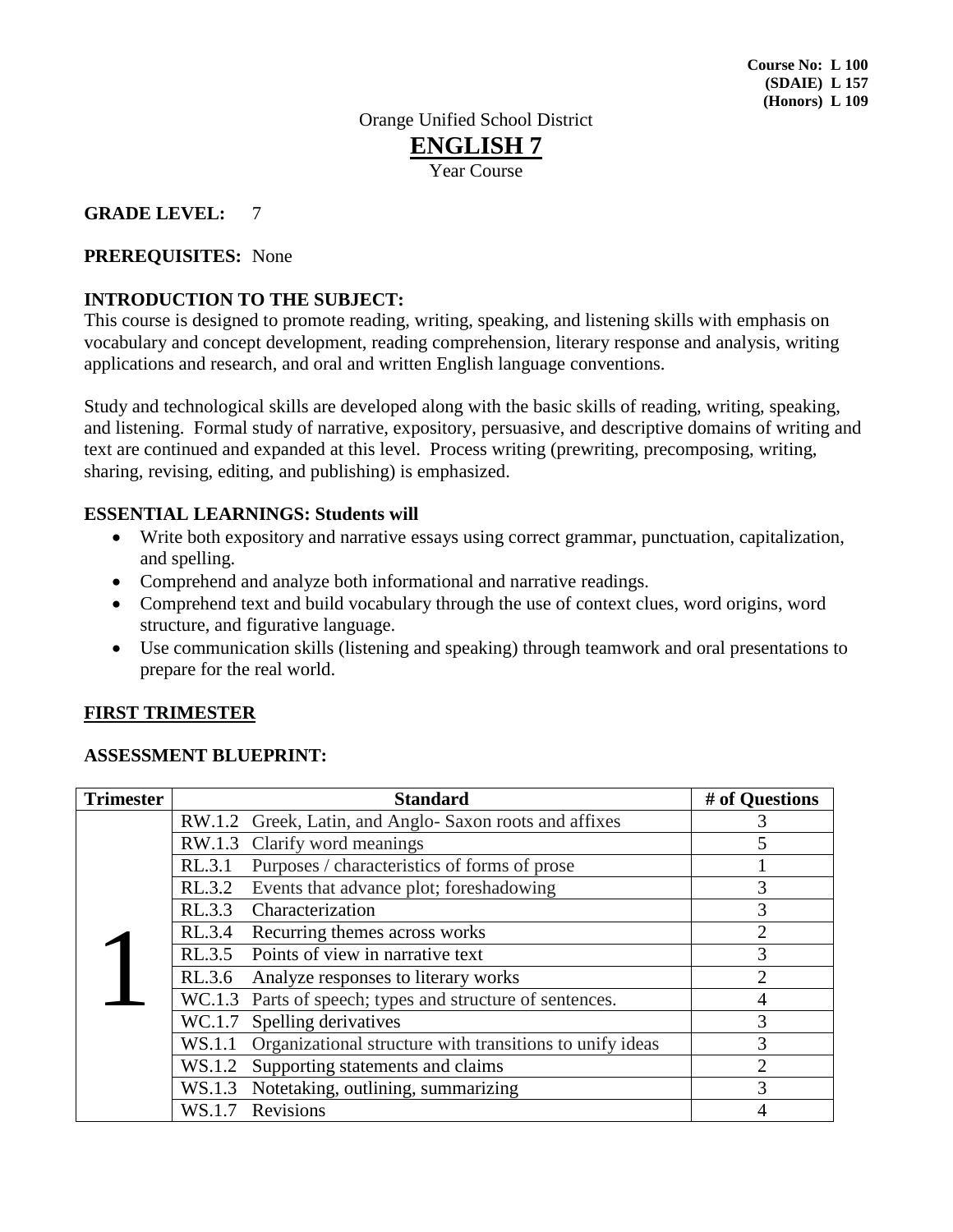**Course No: L 100**
**(SDAIE) L 157**
**(Honors) L 109**

Orange Unified School District

# ENGLISH 7

Year Course

**GRADE LEVEL:** 7

**PREREQUISITES:** None

## INTRODUCTION TO THE SUBJECT:

This course is designed to promote reading, writing, speaking, and listening skills with emphasis on vocabulary and concept development, reading comprehension, literary response and analysis, writing applications and research, and oral and written English language conventions.

Study and technological skills are developed along with the basic skills of reading, writing, speaking, and listening. Formal study of narrative, expository, persuasive, and descriptive domains of writing and text are continued and expanded at this level. Process writing (prewriting, precomposing, writing, sharing, revising, editing, and publishing) is emphasized.

## ESSENTIAL LEARNINGS: Students will

- Write both expository and narrative essays using correct grammar, punctuation, capitalization, and spelling.
- Comprehend and analyze both informational and narrative readings.
- Comprehend text and build vocabulary through the use of context clues, word origins, word structure, and figurative language.
- Use communication skills (listening and speaking) through teamwork and oral presentations to prepare for the real world.

## FIRST TRIMESTER

### ASSESSMENT BLUEPRINT:

| Trimester | Standard | # of Questions |
|---|---|---|
| 1 | RW.1.2 Greek, Latin, and Anglo- Saxon roots and affixes | 3 |
| | RW.1.3 Clarify word meanings | 5 |
| | RL.3.1 Purposes / characteristics of forms of prose | 1 |
| | RL.3.2 Events that advance plot; foreshadowing | 3 |
| | RL.3.3 Characterization | 3 |
| | RL.3.4 Recurring themes across works | 2 |
| | RL.3.5 Points of view in narrative text | 3 |
| | RL.3.6 Analyze responses to literary works | 2 |
| | WC.1.3 Parts of speech; types and structure of sentences. | 4 |
| | WC.1.7 Spelling derivatives | 3 |
| | WS.1.1 Organizational structure with transitions to unify ideas | 3 |
| | WS.1.2 Supporting statements and claims | 2 |
| | WS.1.3 Notetaking, outlining, summarizing | 3 |
| | WS.1.7 Revisions | 4 |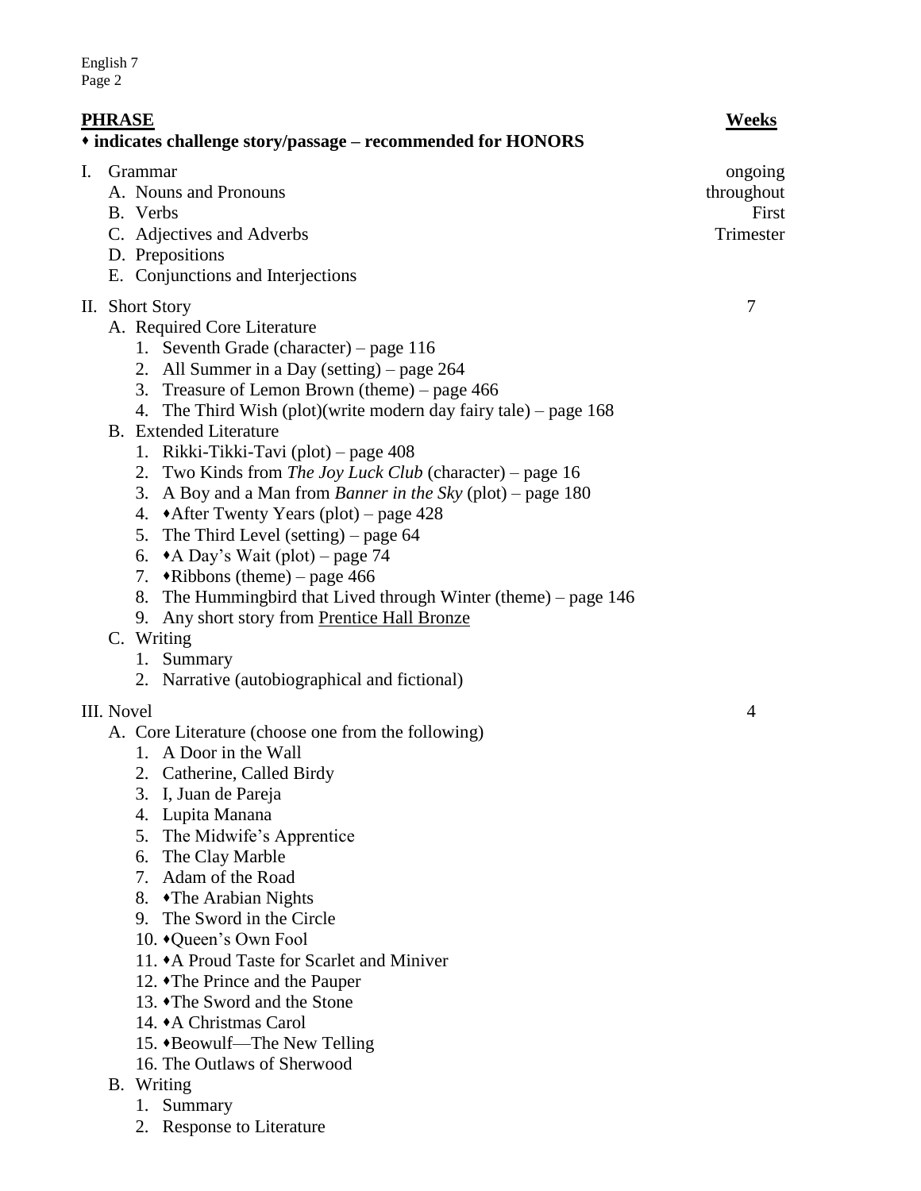**PHRASE** **Weeks**

**♦ indicates challenge story/passage – recommended for HONORS**

I. Grammar — ongoing throughout First Trimester
   - A. Nouns and Pronouns
   - B. Verbs
   - C. Adjectives and Adverbs
   - D. Prepositions
   - E. Conjunctions and Interjections

II. Short Story — 7
   - A. Required Core Literature
     1. Seventh Grade (character) – page 116
     2. All Summer in a Day (setting) – page 264
     3. Treasure of Lemon Brown (theme) – page 466
     4. The Third Wish (plot)(write modern day fairy tale) – page 168
   - B. Extended Literature
     1. Rikki-Tikki-Tavi (plot) – page 408
     2. Two Kinds from *The Joy Luck Club* (character) – page 16
     3. A Boy and a Man from *Banner in the Sky* (plot) – page 180
     4. ♦After Twenty Years (plot) – page 428
     5. The Third Level (setting) – page 64
     6. ♦A Day's Wait (plot) – page 74
     7. ♦Ribbons (theme) – page 466
     8. The Hummingbird that Lived through Winter (theme) – page 146
     9. Any short story from <u>Prentice Hall Bronze</u>
   - C. Writing
     1. Summary
     2. Narrative (autobiographical and fictional)

III. Novel — 4
   - A. Core Literature (choose one from the following)
     1. A Door in the Wall
     2. Catherine, Called Birdy
     3. I, Juan de Pareja
     4. Lupita Manana
     5. The Midwife's Apprentice
     6. The Clay Marble
     7. Adam of the Road
     8. ♦The Arabian Nights
     9. The Sword in the Circle
     10. ♦Queen's Own Fool
     11. ♦A Proud Taste for Scarlet and Miniver
     12. ♦The Prince and the Pauper
     13. ♦The Sword and the Stone
     14. ♦A Christmas Carol
     15. ♦Beowulf—The New Telling
     16. The Outlaws of Sherwood
   - B. Writing
     1. Summary
     2. Response to Literature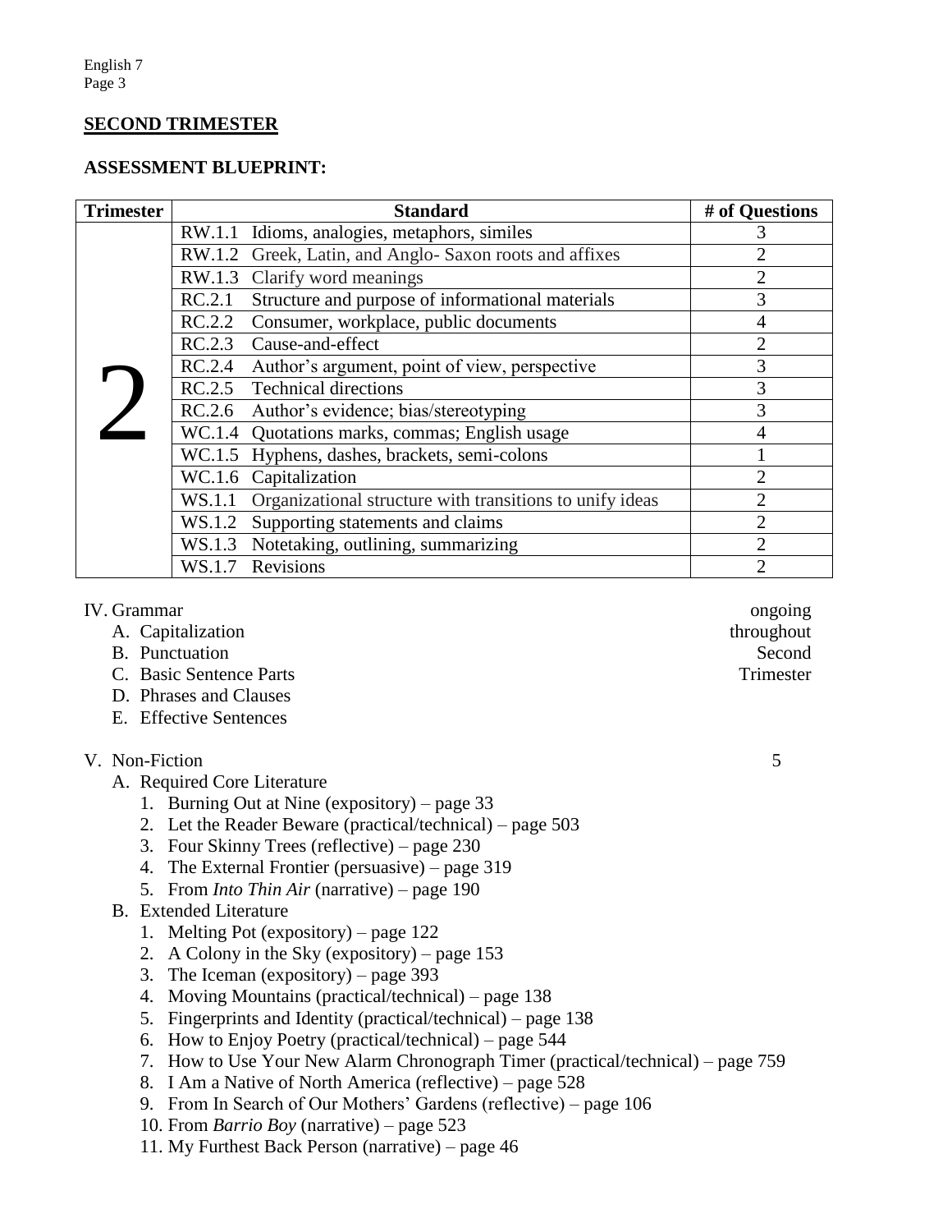## SECOND TRIMESTER

**ASSESSMENT BLUEPRINT:**

| Trimester | Standard | # of Questions |
|---|---|---|
| 2 | RW.1.1 Idioms, analogies, metaphors, similes | 3 |
| | RW.1.2 Greek, Latin, and Anglo- Saxon roots and affixes | 2 |
| | RW.1.3 Clarify word meanings | 2 |
| | RC.2.1 Structure and purpose of informational materials | 3 |
| | RC.2.2 Consumer, workplace, public documents | 4 |
| | RC.2.3 Cause-and-effect | 2 |
| | RC.2.4 Author's argument, point of view, perspective | 3 |
| | RC.2.5 Technical directions | 3 |
| | RC.2.6 Author's evidence; bias/stereotyping | 3 |
| | WC.1.4 Quotations marks, commas; English usage | 4 |
| | WC.1.5 Hyphens, dashes, brackets, semi-colons | 1 |
| | WC.1.6 Capitalization | 2 |
| | WS.1.1 Organizational structure with transitions to unify ideas | 2 |
| | WS.1.2 Supporting statements and claims | 2 |
| | WS.1.3 Notetaking, outlining, summarizing | 2 |
| | WS.1.7 Revisions | 2 |

IV. Grammar — ongoing throughout Second Trimester

A. Capitalization
B. Punctuation
C. Basic Sentence Parts
D. Phrases and Clauses
E. Effective Sentences

V. Non-Fiction — 5

A. Required Core Literature
1. Burning Out at Nine (expository) – page 33
2. Let the Reader Beware (practical/technical) – page 503
3. Four Skinny Trees (reflective) – page 230
4. The External Frontier (persuasive) – page 319
5. From *Into Thin Air* (narrative) – page 190

B. Extended Literature
1. Melting Pot (expository) – page 122
2. A Colony in the Sky (expository) – page 153
3. The Iceman (expository) – page 393
4. Moving Mountains (practical/technical) – page 138
5. Fingerprints and Identity (practical/technical) – page 138
6. How to Enjoy Poetry (practical/technical) – page 544
7. How to Use Your New Alarm Chronograph Timer (practical/technical) – page 759
8. I Am a Native of North America (reflective) – page 528
9. From In Search of Our Mothers' Gardens (reflective) – page 106
10. From *Barrio Boy* (narrative) – page 523
11. My Furthest Back Person (narrative) – page 46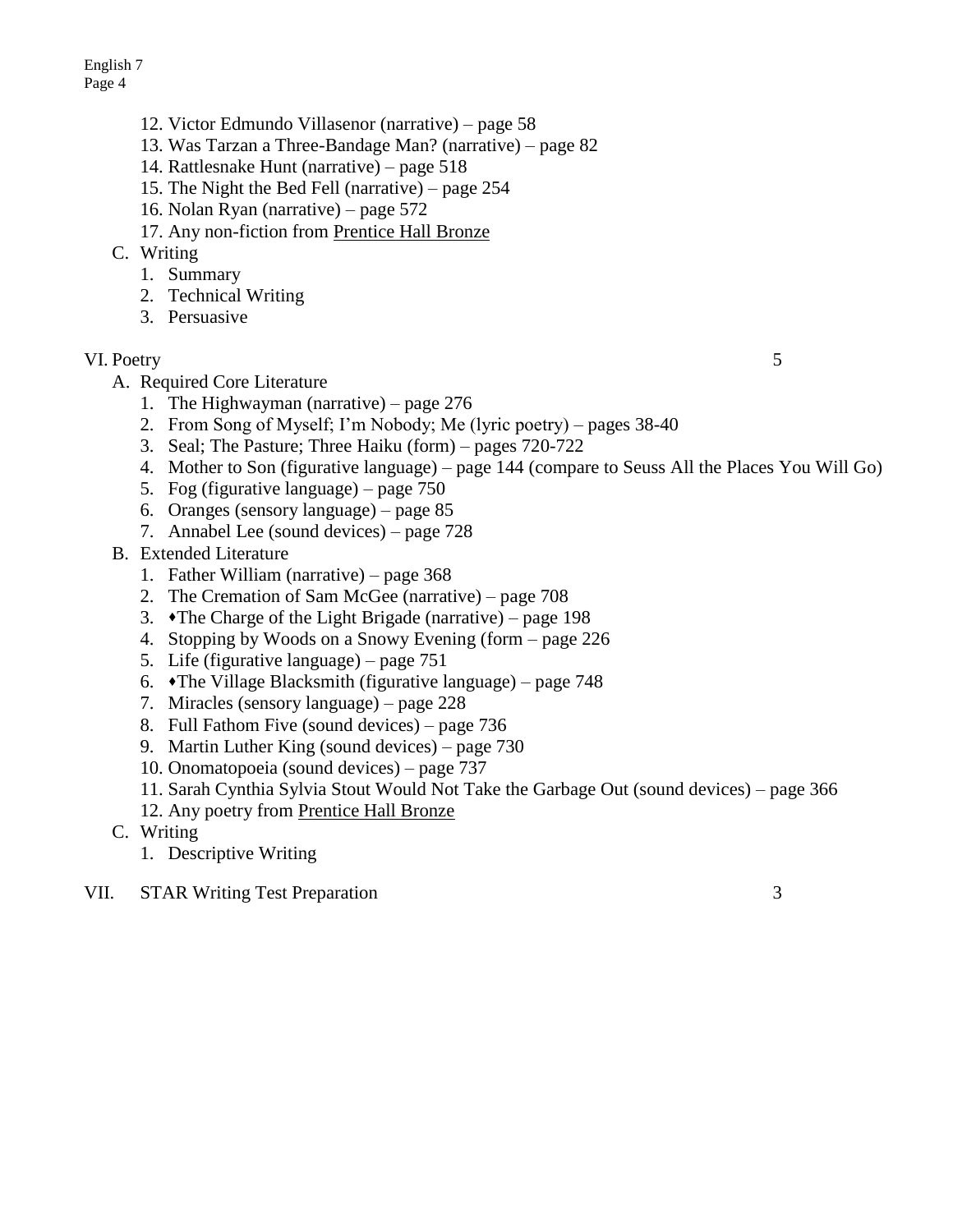12. Victor Edmundo Villasenor (narrative) – page 58
13. Was Tarzan a Three-Bandage Man? (narrative) – page 82
14. Rattlesnake Hunt (narrative) – page 518
15. The Night the Bed Fell (narrative) – page 254
16. Nolan Ryan (narrative) – page 572
17. Any non-fiction from <u>Prentice Hall Bronze</u>

C. Writing
   1. Summary
   2. Technical Writing
   3. Persuasive

VI. Poetry 5

A. Required Core Literature
   1. The Highwayman (narrative) – page 276
   2. From Song of Myself; I'm Nobody; Me (lyric poetry) – pages 38-40
   3. Seal; The Pasture; Three Haiku (form) – pages 720-722
   4. Mother to Son (figurative language) – page 144 (compare to Seuss All the Places You Will Go)
   5. Fog (figurative language) – page 750
   6. Oranges (sensory language) – page 85
   7. Annabel Lee (sound devices) – page 728

B. Extended Literature
   1. Father William (narrative) – page 368
   2. The Cremation of Sam McGee (narrative) – page 708
   3. ♦The Charge of the Light Brigade (narrative) – page 198
   4. Stopping by Woods on a Snowy Evening (form – page 226
   5. Life (figurative language) – page 751
   6. ♦The Village Blacksmith (figurative language) – page 748
   7. Miracles (sensory language) – page 228
   8. Full Fathom Five (sound devices) – page 736
   9. Martin Luther King (sound devices) – page 730
   10. Onomatopoeia (sound devices) – page 737
   11. Sarah Cynthia Sylvia Stout Would Not Take the Garbage Out (sound devices) – page 366
   12. Any poetry from <u>Prentice Hall Bronze</u>

C. Writing
   1. Descriptive Writing

VII. STAR Writing Test Preparation 3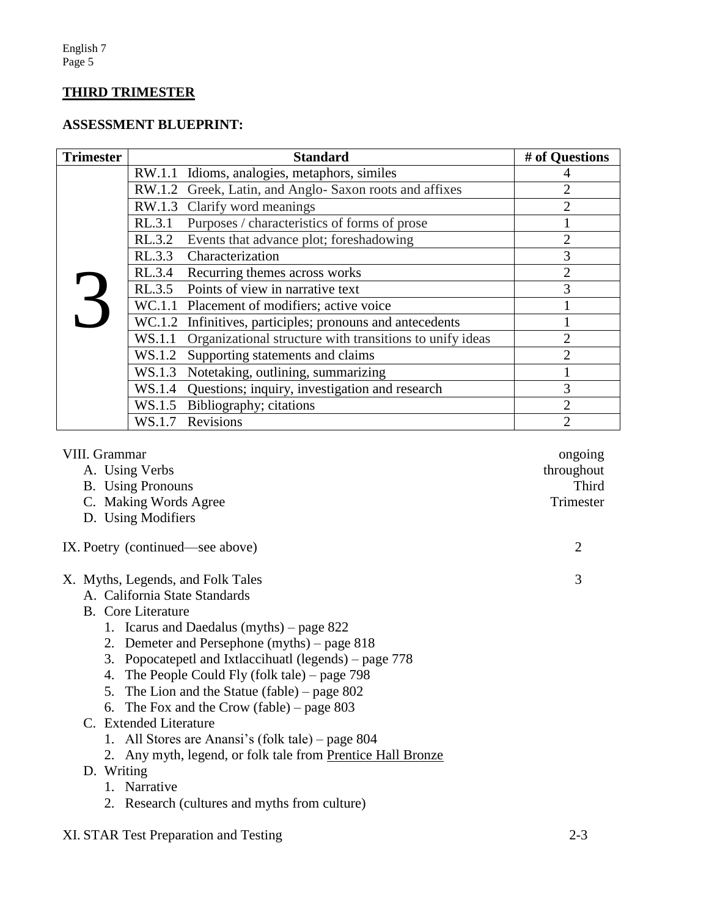## THIRD TRIMESTER

### ASSESSMENT BLUEPRINT:

| Trimester | Standard | # of Questions |
|---|---|---|
| 3 | RW.1.1 Idioms, analogies, metaphors, similes | 4 |
| | RW.1.2 Greek, Latin, and Anglo- Saxon roots and affixes | 2 |
| | RW.1.3 Clarify word meanings | 2 |
| | RL.3.1 Purposes / characteristics of forms of prose | 1 |
| | RL.3.2 Events that advance plot; foreshadowing | 2 |
| | RL.3.3 Characterization | 3 |
| | RL.3.4 Recurring themes across works | 2 |
| | RL.3.5 Points of view in narrative text | 3 |
| | WC.1.1 Placement of modifiers; active voice | 1 |
| | WC.1.2 Infinitives, participles; pronouns and antecedents | 1 |
| | WS.1.1 Organizational structure with transitions to unify ideas | 2 |
| | WS.1.2 Supporting statements and claims | 2 |
| | WS.1.3 Notetaking, outlining, summarizing | 1 |
| | WS.1.4 Questions; inquiry, investigation and research | 3 |
| | WS.1.5 Bibliography; citations | 2 |
| | WS.1.7 Revisions | 2 |

VIII. Grammar — ongoing throughout Third Trimester
- A. Using Verbs
- B. Using Pronouns
- C. Making Words Agree
- D. Using Modifiers

IX. Poetry (continued—see above) — 2

X. Myths, Legends, and Folk Tales — 3
- A. California State Standards
- B. Core Literature
  1. Icarus and Daedalus (myths) – page 822
  2. Demeter and Persephone (myths) – page 818
  3. Popocatepetl and Ixtlaccihuatl (legends) – page 778
  4. The People Could Fly (folk tale) – page 798
  5. The Lion and the Statue (fable) – page 802
  6. The Fox and the Crow (fable) – page 803
- C. Extended Literature
  1. All Stores are Anansi's (folk tale) – page 804
  2. Any myth, legend, or folk tale from Prentice Hall Bronze
- D. Writing
  1. Narrative
  2. Research (cultures and myths from culture)

XI. STAR Test Preparation and Testing — 2-3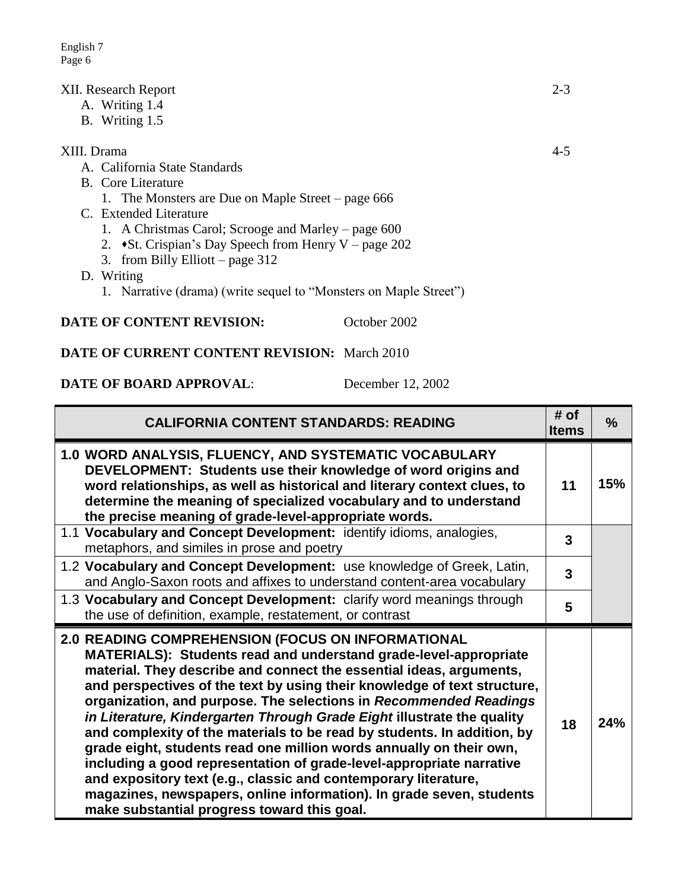XII. Research Report 2-3

- A. Writing 1.4
- B. Writing 1.5

XIII. Drama 4-5

- A. California State Standards
- B. Core Literature
  1. The Monsters are Due on Maple Street – page 666
- C. Extended Literature
  1. A Christmas Carol; Scrooge and Marley – page 600
  2. ♦St. Crispian's Day Speech from Henry V – page 202
  3. from Billy Elliott – page 312
- D. Writing
  1. Narrative (drama) (write sequel to "Monsters on Maple Street")

**DATE OF CONTENT REVISION:** October 2002

**DATE OF CURRENT CONTENT REVISION:** March 2010

**DATE OF BOARD APPROVAL**: December 12, 2002

| CALIFORNIA CONTENT STANDARDS: READING | # of Items | % |
|---|---|---|
| **1.0 WORD ANALYSIS, FLUENCY, AND SYSTEMATIC VOCABULARY DEVELOPMENT: Students use their knowledge of word origins and word relationships, as well as historical and literary context clues, to determine the meaning of specialized vocabulary and to understand the precise meaning of grade-level-appropriate words.** | **11** | **15%** |
| 1.1 **Vocabulary and Concept Development:** identify idioms, analogies, metaphors, and similes in prose and poetry | **3** | |
| 1.2 **Vocabulary and Concept Development:** use knowledge of Greek, Latin, and Anglo-Saxon roots and affixes to understand content-area vocabulary | **3** | |
| 1.3 **Vocabulary and Concept Development:** clarify word meanings through the use of definition, example, restatement, or contrast | **5** | |
| **2.0 READING COMPREHENSION (FOCUS ON INFORMATIONAL MATERIALS): Students read and understand grade-level-appropriate material. They describe and connect the essential ideas, arguments, and perspectives of the text by using their knowledge of text structure, organization, and purpose. The selections in *Recommended Readings in Literature, Kindergarten Through Grade Eight* illustrate the quality and complexity of the materials to be read by students. In addition, by grade eight, students read one million words annually on their own, including a good representation of grade-level-appropriate narrative and expository text (e.g., classic and contemporary literature, magazines, newspapers, online information). In grade seven, students make substantial progress toward this goal.** | **18** | **24%** |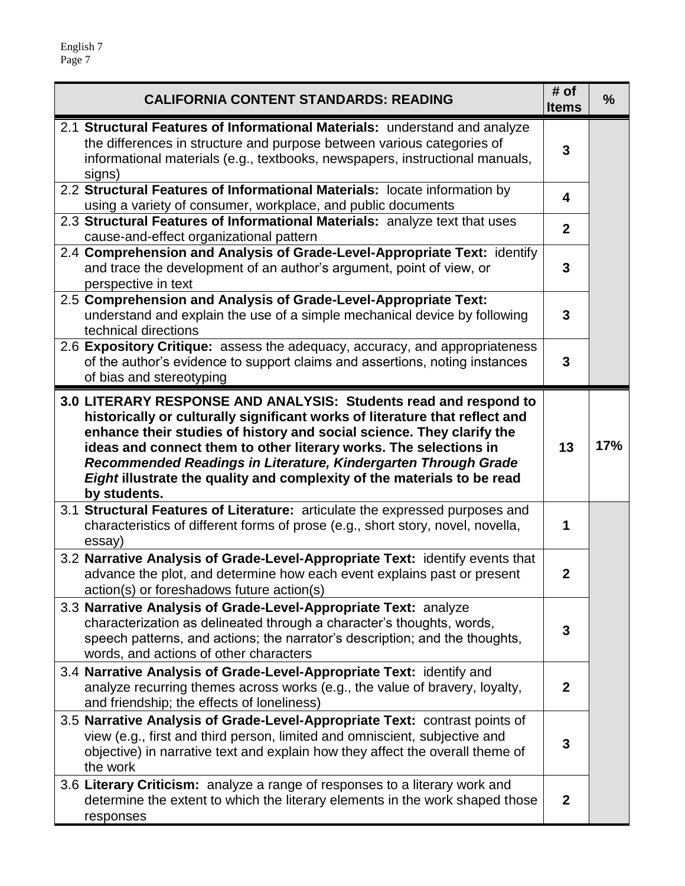| CALIFORNIA CONTENT STANDARDS: READING | # of Items | % |
|---|---|---|
| 2.1 **Structural Features of Informational Materials:** understand and analyze the differences in structure and purpose between various categories of informational materials (e.g., textbooks, newspapers, instructional manuals, signs) | **3** | |
| 2.2 **Structural Features of Informational Materials:** locate information by using a variety of consumer, workplace, and public documents | **4** | |
| 2.3 **Structural Features of Informational Materials:** analyze text that uses cause-and-effect organizational pattern | **2** | |
| 2.4 **Comprehension and Analysis of Grade-Level-Appropriate Text:** identify and trace the development of an author's argument, point of view, or perspective in text | **3** | |
| 2.5 **Comprehension and Analysis of Grade-Level-Appropriate Text:** understand and explain the use of a simple mechanical device by following technical directions | **3** | |
| 2.6 **Expository Critique:** assess the adequacy, accuracy, and appropriateness of the author's evidence to support claims and assertions, noting instances of bias and stereotyping | **3** | |
| **3.0 LITERARY RESPONSE AND ANALYSIS: Students read and respond to historically or culturally significant works of literature that reflect and enhance their studies of history and social science. They clarify the ideas and connect them to other literary works. The selections in *Recommended Readings in Literature, Kindergarten Through Grade Eight* illustrate the quality and complexity of the materials to be read by students.** | **13** | **17%** |
| 3.1 **Structural Features of Literature:** articulate the expressed purposes and characteristics of different forms of prose (e.g., short story, novel, novella, essay) | **1** | |
| 3.2 **Narrative Analysis of Grade-Level-Appropriate Text:** identify events that advance the plot, and determine how each event explains past or present action(s) or foreshadows future action(s) | **2** | |
| 3.3 **Narrative Analysis of Grade-Level-Appropriate Text:** analyze characterization as delineated through a character's thoughts, words, speech patterns, and actions; the narrator's description; and the thoughts, words, and actions of other characters | **3** | |
| 3.4 **Narrative Analysis of Grade-Level-Appropriate Text:** identify and analyze recurring themes across works (e.g., the value of bravery, loyalty, and friendship; the effects of loneliness) | **2** | |
| 3.5 **Narrative Analysis of Grade-Level-Appropriate Text:** contrast points of view (e.g., first and third person, limited and omniscient, subjective and objective) in narrative text and explain how they affect the overall theme of the work | **3** | |
| 3.6 **Literary Criticism:** analyze a range of responses to a literary work and determine the extent to which the literary elements in the work shaped those responses | **2** | |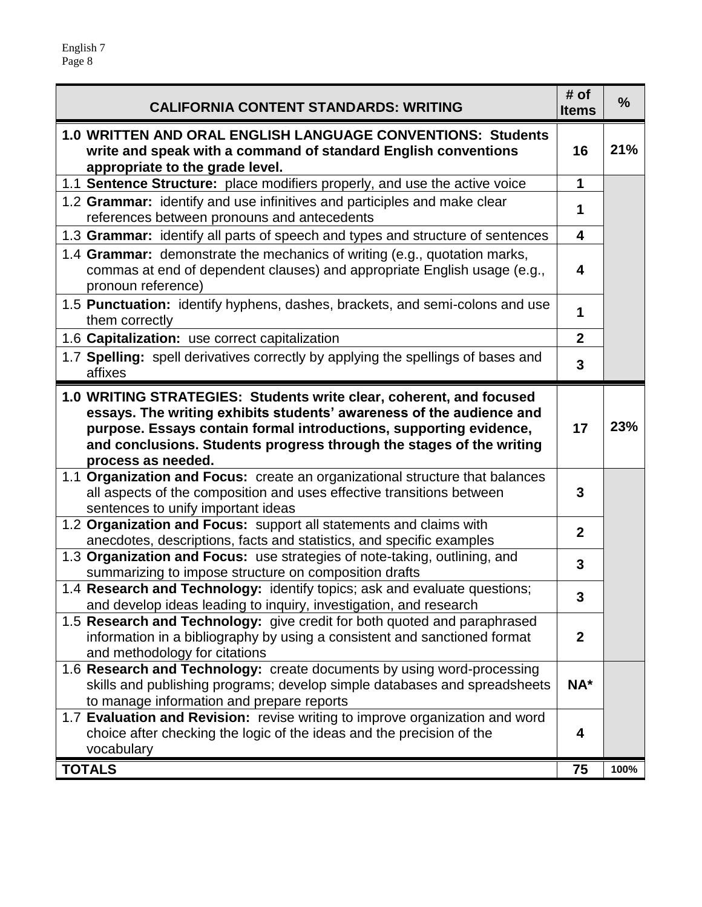| CALIFORNIA CONTENT STANDARDS: WRITING | # of Items | % |
|---|---|---|
| **1.0 WRITTEN AND ORAL ENGLISH LANGUAGE CONVENTIONS: Students write and speak with a command of standard English conventions appropriate to the grade level.** | **16** | **21%** |
| 1.1 **Sentence Structure:** place modifiers properly, and use the active voice | **1** | |
| 1.2 **Grammar:** identify and use infinitives and participles and make clear references between pronouns and antecedents | **1** | |
| 1.3 **Grammar:** identify all parts of speech and types and structure of sentences | **4** | |
| 1.4 **Grammar:** demonstrate the mechanics of writing (e.g., quotation marks, commas at end of dependent clauses) and appropriate English usage (e.g., pronoun reference) | **4** | |
| 1.5 **Punctuation:** identify hyphens, dashes, brackets, and semi-colons and use them correctly | **1** | |
| 1.6 **Capitalization:** use correct capitalization | **2** | |
| 1.7 **Spelling:** spell derivatives correctly by applying the spellings of bases and affixes | **3** | |
| **1.0 WRITING STRATEGIES: Students write clear, coherent, and focused essays. The writing exhibits students' awareness of the audience and purpose. Essays contain formal introductions, supporting evidence, and conclusions. Students progress through the stages of the writing process as needed.** | **17** | **23%** |
| 1.1 **Organization and Focus:** create an organizational structure that balances all aspects of the composition and uses effective transitions between sentences to unify important ideas | **3** | |
| 1.2 **Organization and Focus:** support all statements and claims with anecdotes, descriptions, facts and statistics, and specific examples | **2** | |
| 1.3 **Organization and Focus:** use strategies of note-taking, outlining, and summarizing to impose structure on composition drafts | **3** | |
| 1.4 **Research and Technology:** identify topics; ask and evaluate questions; and develop ideas leading to inquiry, investigation, and research | **3** | |
| 1.5 **Research and Technology:** give credit for both quoted and paraphrased information in a bibliography by using a consistent and sanctioned format and methodology for citations | **2** | |
| 1.6 **Research and Technology:** create documents by using word-processing skills and publishing programs; develop simple databases and spreadsheets to manage information and prepare reports | **NA*** | |
| 1.7 **Evaluation and Revision:** revise writing to improve organization and word choice after checking the logic of the ideas and the precision of the vocabulary | **4** | |
| **TOTALS** | **75** | **100%** |